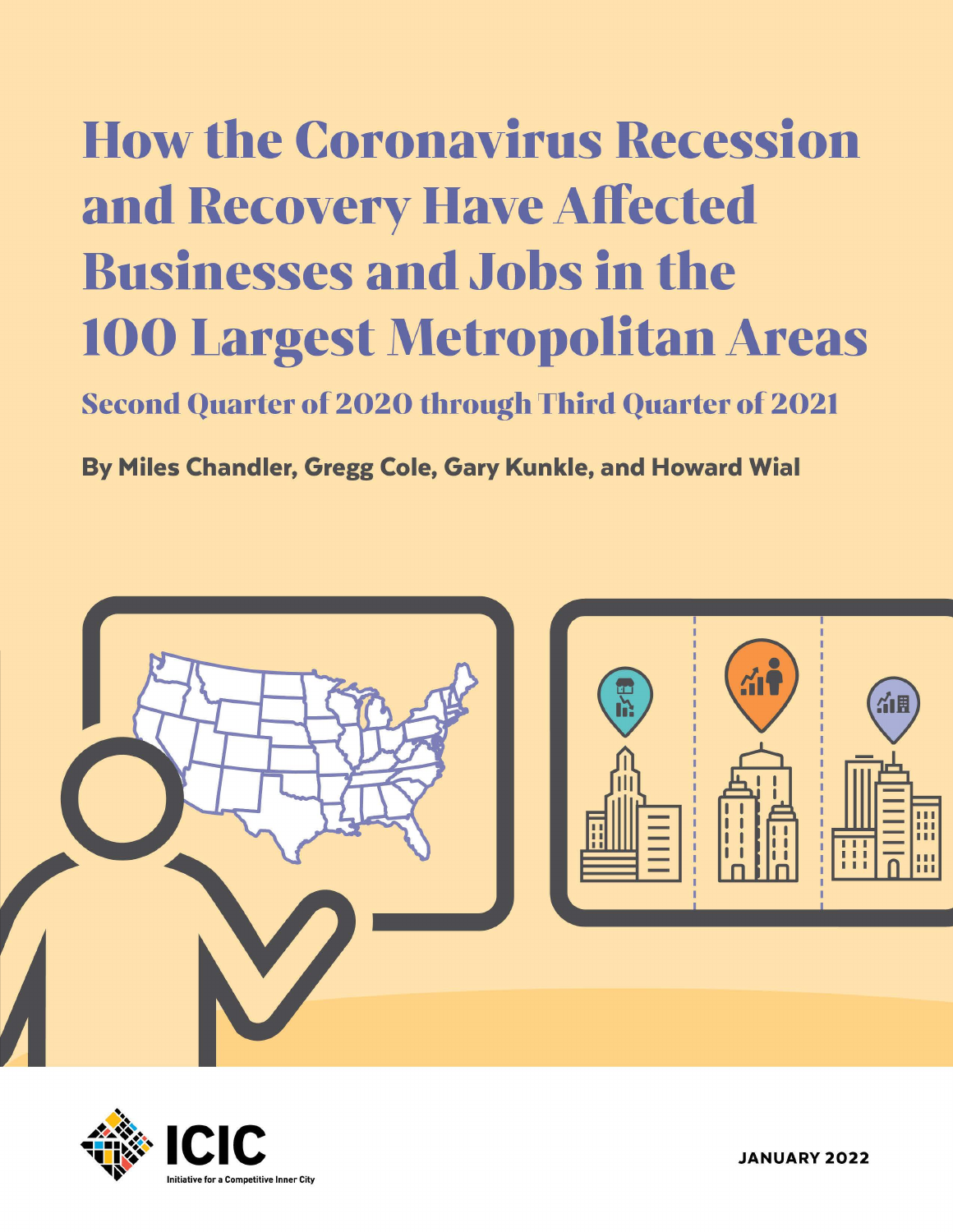# How the Coronavirus Recession and Recovery Have Affected Businesses and Jobs in the 100 Largest Metropolitan Areas

## Second Quarter of 2020 through Third Quarter of 2021

**By Miles Chandler, Gregg Cole, Gary Kunkle, and Howard Wial**

ICIC

Initiative for a Competitive Inner City

**JANUARY 2022**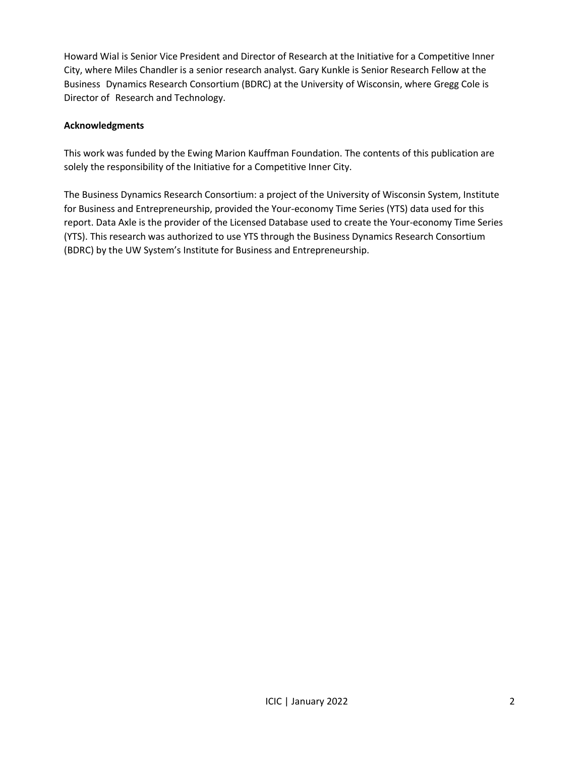Howard Wial is Senior Vice President and Director of Research at the Initiative for a Competitive Inner City, where Miles Chandler is a senior research analyst. Gary Kunkle is Senior Research Fellow at the Business Dynamics Research Consortium (BDRC) at the University of Wisconsin, where Gregg Cole is Director of Research and Technology.

**Acknowledgments**

This work was funded by the Ewing Marion Kauffman Foundation. The contents of this publication are solely the responsibility of the Initiative for a Competitive Inner City.

The Business Dynamics Research Consortium: a project of the University of Wisconsin System, Institute for Business and Entrepreneurship, provided the Your-economy Time Series (YTS) data used for this report. Data Axle is the provider of the Licensed Database used to create the Your-economy Time Series (YTS). This research was authorized to use YTS through the Business Dynamics Research Consortium (BDRC) by the UW System's Institute for Business and Entrepreneurship.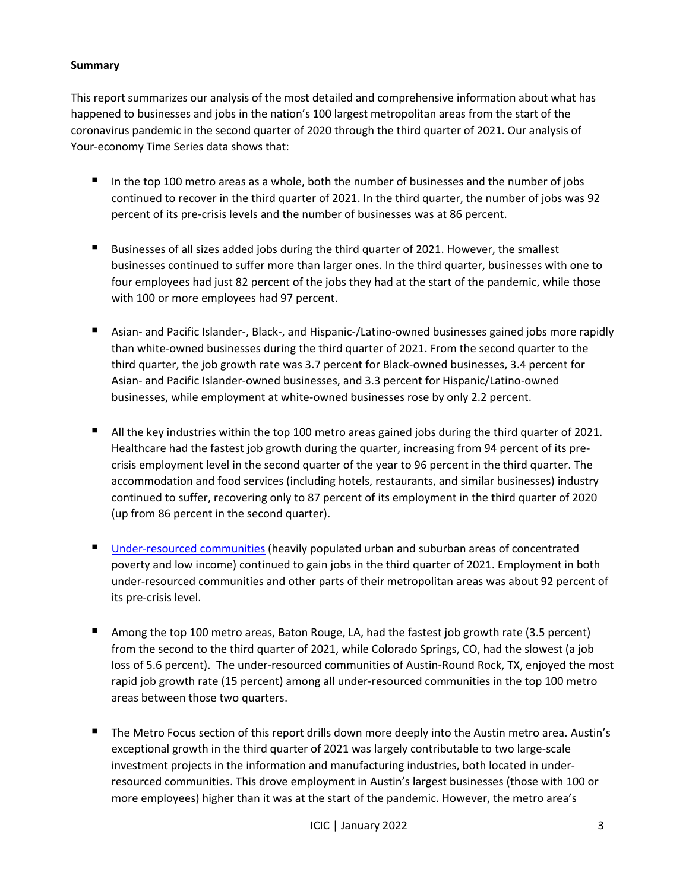**Summary**

This report summarizes our analysis of the most detailed and comprehensive information about what has happened to businesses and jobs in the nation's 100 largest metropolitan areas from the start of the coronavirus pandemic in the second quarter of 2020 through the third quarter of 2021. Our analysis of Your-economy Time Series data shows that:

- In the top 100 metro areas as a whole, both the number of businesses and the number of jobs continued to recover in the third quarter of 2021. In the third quarter, the number of jobs was 92 percent of its pre-crisis levels and the number of businesses was at 86 percent.

- Businesses of all sizes added jobs during the third quarter of 2021. However, the smallest businesses continued to suffer more than larger ones. In the third quarter, businesses with one to four employees had just 82 percent of the jobs they had at the start of the pandemic, while those with 100 or more employees had 97 percent.

- Asian- and Pacific Islander-, Black-, and Hispanic-/Latino-owned businesses gained jobs more rapidly than white-owned businesses during the third quarter of 2021. From the second quarter to the third quarter, the job growth rate was 3.7 percent for Black-owned businesses, 3.4 percent for Asian- and Pacific Islander-owned businesses, and 3.3 percent for Hispanic/Latino-owned businesses, while employment at white-owned businesses rose by only 2.2 percent.

- All the key industries within the top 100 metro areas gained jobs during the third quarter of 2021. Healthcare had the fastest job growth during the quarter, increasing from 94 percent of its pre-crisis employment level in the second quarter of the year to 96 percent in the third quarter. The accommodation and food services (including hotels, restaurants, and similar businesses) industry continued to suffer, recovering only to 87 percent of its employment in the third quarter of 2020 (up from 86 percent in the second quarter).

- [Under-resourced communities](#) (heavily populated urban and suburban areas of concentrated poverty and low income) continued to gain jobs in the third quarter of 2021. Employment in both under-resourced communities and other parts of their metropolitan areas was about 92 percent of its pre-crisis level.

- Among the top 100 metro areas, Baton Rouge, LA, had the fastest job growth rate (3.5 percent) from the second to the third quarter of 2021, while Colorado Springs, CO, had the slowest (a job loss of 5.6 percent). The under-resourced communities of Austin-Round Rock, TX, enjoyed the most rapid job growth rate (15 percent) among all under-resourced communities in the top 100 metro areas between those two quarters.

- The Metro Focus section of this report drills down more deeply into the Austin metro area. Austin's exceptional growth in the third quarter of 2021 was largely contributable to two large-scale investment projects in the information and manufacturing industries, both located in under-resourced communities. This drove employment in Austin's largest businesses (those with 100 or more employees) higher than it was at the start of the pandemic. However, the metro area's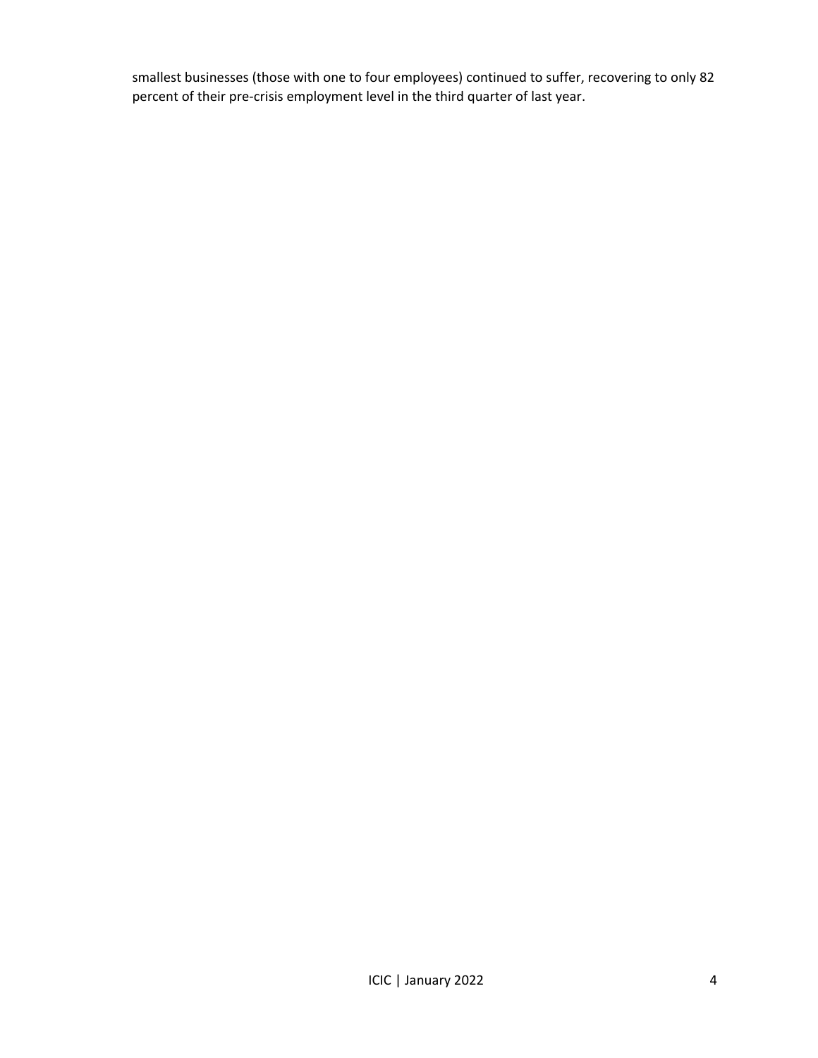smallest businesses (those with one to four employees) continued to suffer, recovering to only 82 percent of their pre-crisis employment level in the third quarter of last year.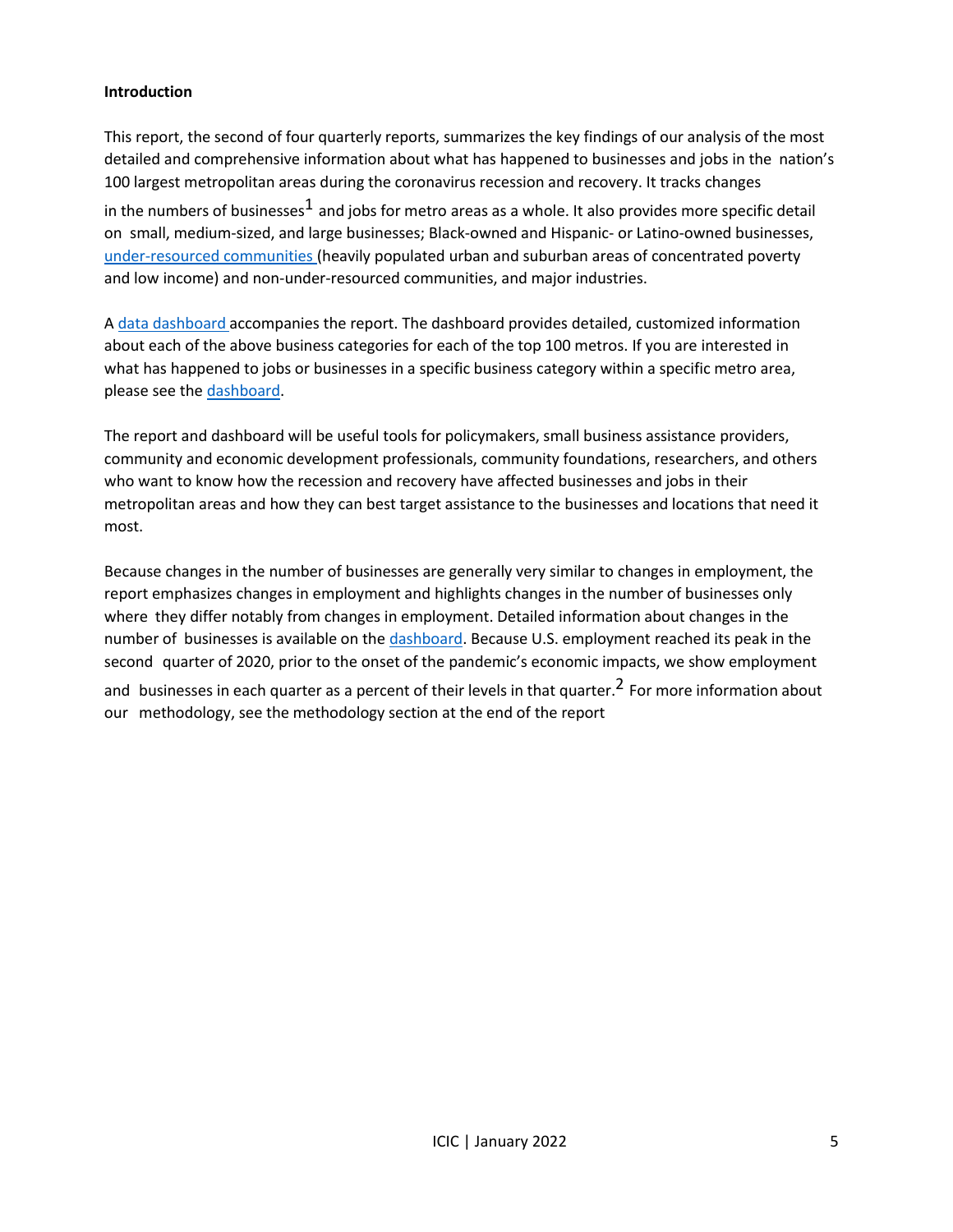**Introduction**

This report, the second of four quarterly reports, summarizes the key findings of our analysis of the most detailed and comprehensive information about what has happened to businesses and jobs in the nation's 100 largest metropolitan areas during the coronavirus recession and recovery. It tracks changes in the numbers of businesses[1] and jobs for metro areas as a whole. It also provides more specific detail on small, medium-sized, and large businesses; Black-owned and Hispanic- or Latino-owned businesses, under-resourced communities (heavily populated urban and suburban areas of concentrated poverty and low income) and non-under-resourced communities, and major industries.

A data dashboard accompanies the report. The dashboard provides detailed, customized information about each of the above business categories for each of the top 100 metros. If you are interested in what has happened to jobs or businesses in a specific business category within a specific metro area, please see the dashboard.

The report and dashboard will be useful tools for policymakers, small business assistance providers, community and economic development professionals, community foundations, researchers, and others who want to know how the recession and recovery have affected businesses and jobs in their metropolitan areas and how they can best target assistance to the businesses and locations that need it most.

Because changes in the number of businesses are generally very similar to changes in employment, the report emphasizes changes in employment and highlights changes in the number of businesses only where they differ notably from changes in employment. Detailed information about changes in the number of businesses is available on the dashboard. Because U.S. employment reached its peak in the second quarter of 2020, prior to the onset of the pandemic's economic impacts, we show employment and businesses in each quarter as a percent of their levels in that quarter.[2] For more information about our methodology, see the methodology section at the end of the report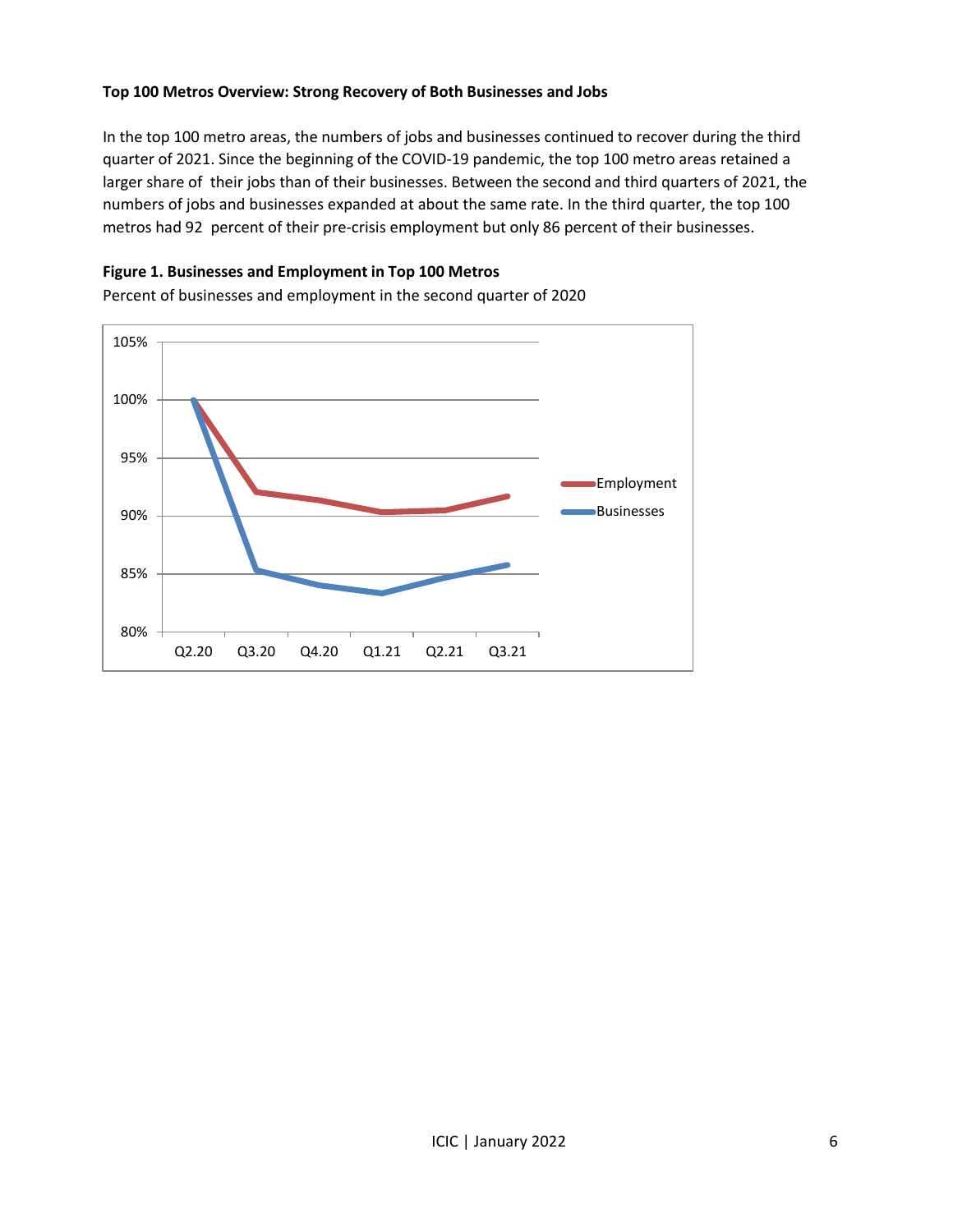**Top 100 Metros Overview: Strong Recovery of Both Businesses and Jobs**

In the top 100 metro areas, the numbers of jobs and businesses continued to recover during the third quarter of 2021. Since the beginning of the COVID-19 pandemic, the top 100 metro areas retained a larger share of their jobs than of their businesses. Between the second and third quarters of 2021, the numbers of jobs and businesses expanded at about the same rate. In the third quarter, the top 100 metros had 92 percent of their pre-crisis employment but only 86 percent of their businesses.

**Figure 1. Businesses and Employment in Top 100 Metros**

Percent of businesses and employment in the second quarter of 2020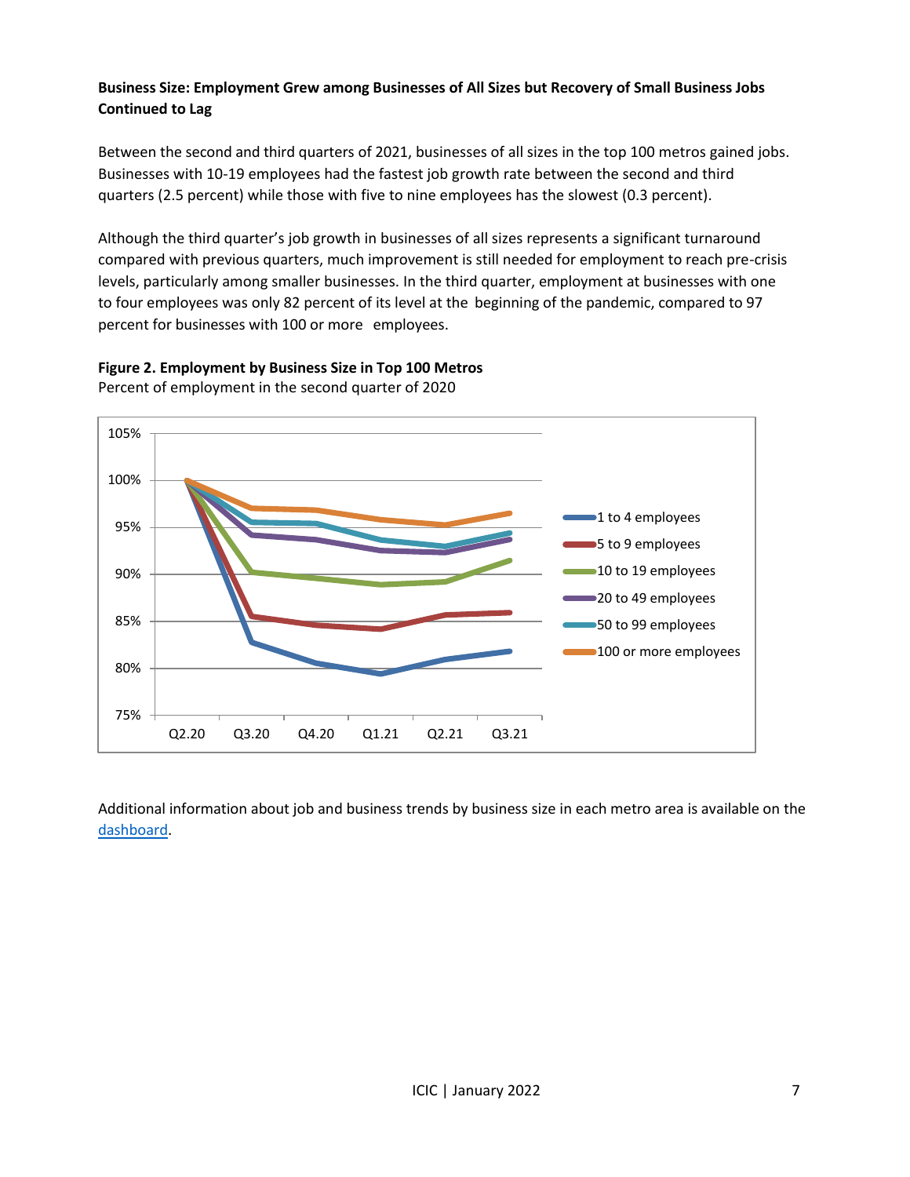**Business Size: Employment Grew among Businesses of All Sizes but Recovery of Small Business Jobs Continued to Lag**

Between the second and third quarters of 2021, businesses of all sizes in the top 100 metros gained jobs. Businesses with 10-19 employees had the fastest job growth rate between the second and third quarters (2.5 percent) while those with five to nine employees has the slowest (0.3 percent).

Although the third quarter's job growth in businesses of all sizes represents a significant turnaround compared with previous quarters, much improvement is still needed for employment to reach pre-crisis levels, particularly among smaller businesses. In the third quarter, employment at businesses with one to four employees was only 82 percent of its level at the beginning of the pandemic, compared to 97 percent for businesses with 100 or more employees.

**Figure 2. Employment by Business Size in Top 100 Metros**

Percent of employment in the second quarter of 2020

Additional information about job and business trends by business size in each metro area is available on the dashboard.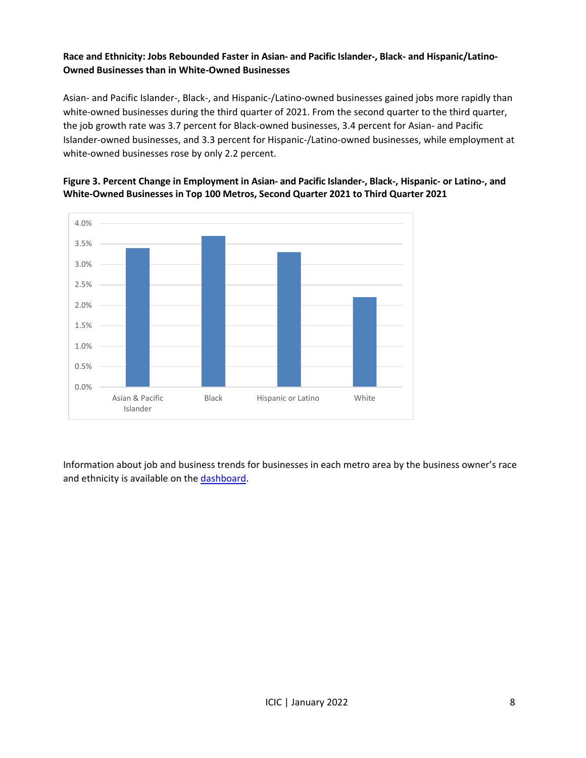**Race and Ethnicity: Jobs Rebounded Faster in Asian- and Pacific Islander-, Black- and Hispanic/Latino-Owned Businesses than in White-Owned Businesses**

Asian- and Pacific Islander-, Black-, and Hispanic-/Latino-owned businesses gained jobs more rapidly than white-owned businesses during the third quarter of 2021. From the second quarter to the third quarter, the job growth rate was 3.7 percent for Black-owned businesses, 3.4 percent for Asian- and Pacific Islander-owned businesses, and 3.3 percent for Hispanic-/Latino-owned businesses, while employment at white-owned businesses rose by only 2.2 percent.

**Figure 3. Percent Change in Employment in Asian- and Pacific Islander-, Black-, Hispanic- or Latino-, and White-Owned Businesses in Top 100 Metros, Second Quarter 2021 to Third Quarter 2021**

| Owner Race/Ethnicity | Percent Change in Employment |
|---|---|
| Asian & Pacific Islander | 3.4% |
| Black | 3.7% |
| Hispanic or Latino | 3.3% |
| White | 2.2% |

Information about job and business trends for businesses in each metro area by the business owner's race and ethnicity is available on the dashboard.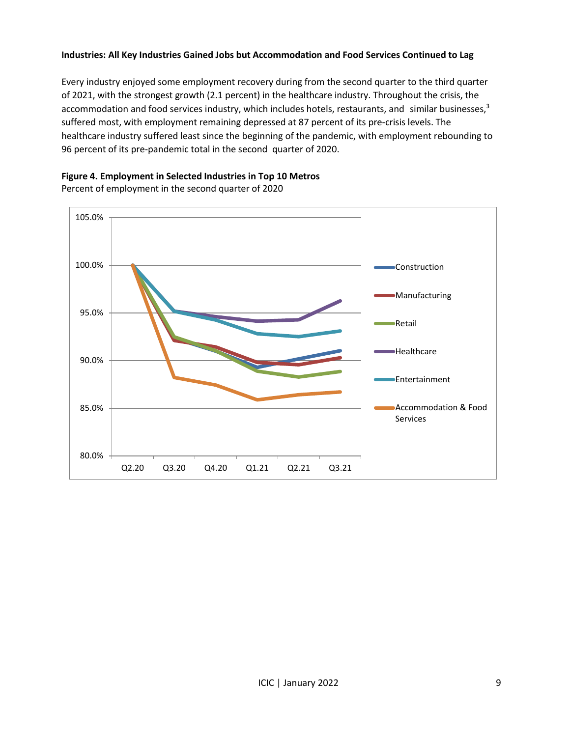**Industries: All Key Industries Gained Jobs but Accommodation and Food Services Continued to Lag**

Every industry enjoyed some employment recovery during from the second quarter to the third quarter of 2021, with the strongest growth (2.1 percent) in the healthcare industry. Throughout the crisis, the accommodation and food services industry, which includes hotels, restaurants, and similar businesses,[3] suffered most, with employment remaining depressed at 87 percent of its pre-crisis levels. The healthcare industry suffered least since the beginning of the pandemic, with employment rebounding to 96 percent of its pre-pandemic total in the second quarter of 2020.

**Figure 4. Employment in Selected Industries in Top 10 Metros**

Percent of employment in the second quarter of 2020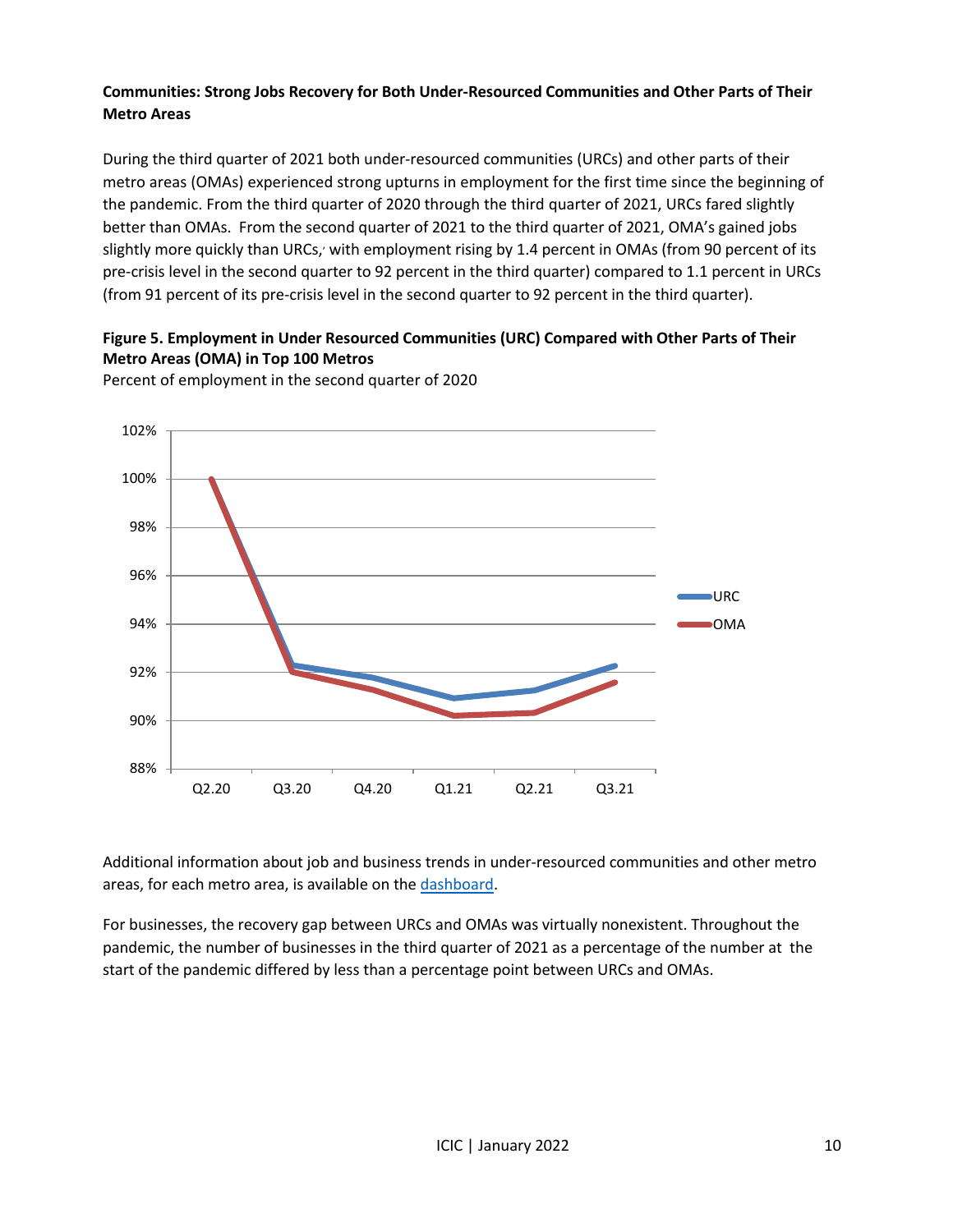**Communities: Strong Jobs Recovery for Both Under-Resourced Communities and Other Parts of Their Metro Areas**

During the third quarter of 2021 both under-resourced communities (URCs) and other parts of their metro areas (OMAs) experienced strong upturns in employment for the first time since the beginning of the pandemic. From the third quarter of 2020 through the third quarter of 2021, URCs fared slightly better than OMAs. From the second quarter of 2021 to the third quarter of 2021, OMA's gained jobs slightly more quickly than URCs, with employment rising by 1.4 percent in OMAs (from 90 percent of its pre-crisis level in the second quarter to 92 percent in the third quarter) compared to 1.1 percent in URCs (from 91 percent of its pre-crisis level in the second quarter to 92 percent in the third quarter).

**Figure 5. Employment in Under Resourced Communities (URC) Compared with Other Parts of Their Metro Areas (OMA) in Top 100 Metros**

Percent of employment in the second quarter of 2020

Additional information about job and business trends in under-resourced communities and other metro areas, for each metro area, is available on the [dashboard](dashboard).

For businesses, the recovery gap between URCs and OMAs was virtually nonexistent. Throughout the pandemic, the number of businesses in the third quarter of 2021 as a percentage of the number at the start of the pandemic differed by less than a percentage point between URCs and OMAs.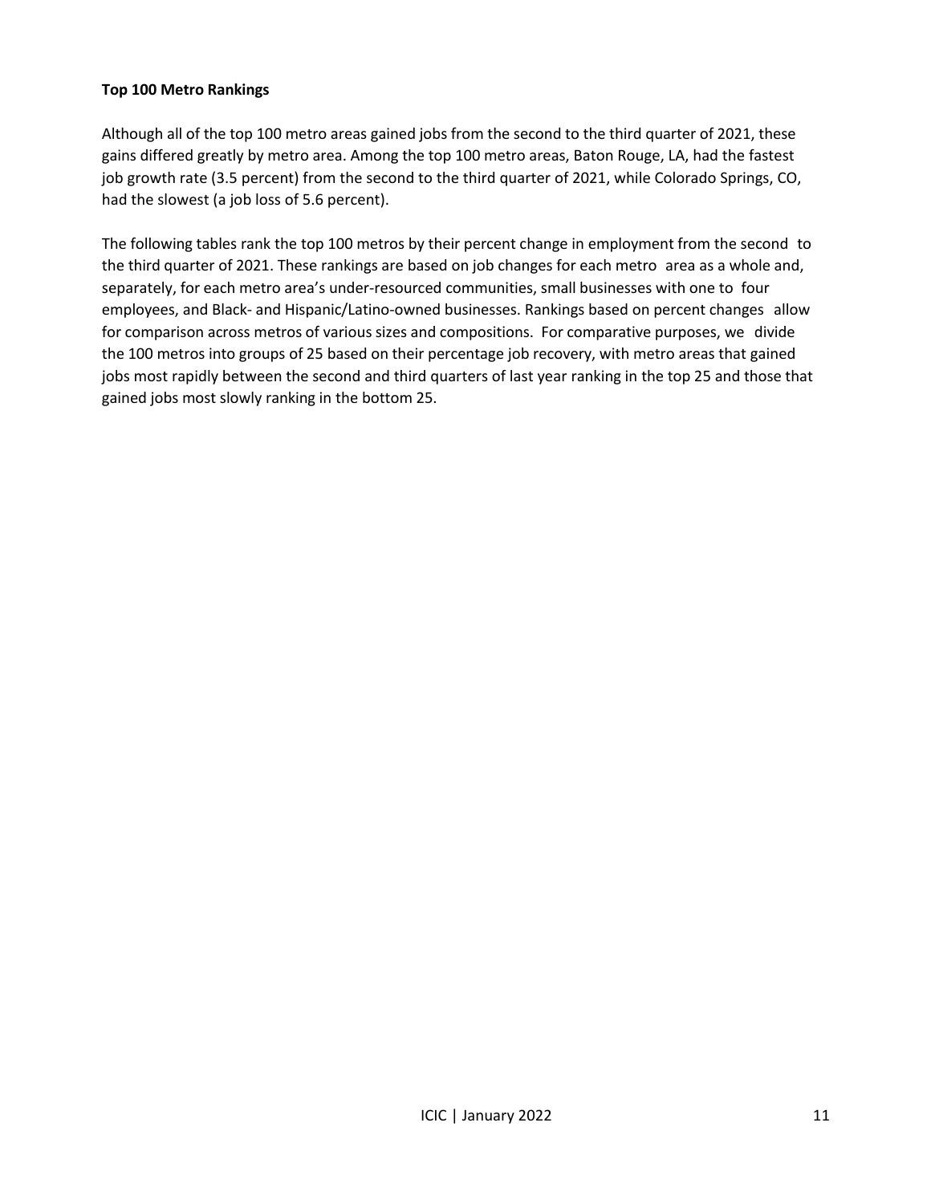**Top 100 Metro Rankings**

Although all of the top 100 metro areas gained jobs from the second to the third quarter of 2021, these gains differed greatly by metro area. Among the top 100 metro areas, Baton Rouge, LA, had the fastest job growth rate (3.5 percent) from the second to the third quarter of 2021, while Colorado Springs, CO, had the slowest (a job loss of 5.6 percent).

The following tables rank the top 100 metros by their percent change in employment from the second to the third quarter of 2021. These rankings are based on job changes for each metro area as a whole and, separately, for each metro area's under-resourced communities, small businesses with one to four employees, and Black- and Hispanic/Latino-owned businesses. Rankings based on percent changes allow for comparison across metros of various sizes and compositions. For comparative purposes, we divide the 100 metros into groups of 25 based on their percentage job recovery, with metro areas that gained jobs most rapidly between the second and third quarters of last year ranking in the top 25 and those that gained jobs most slowly ranking in the bottom 25.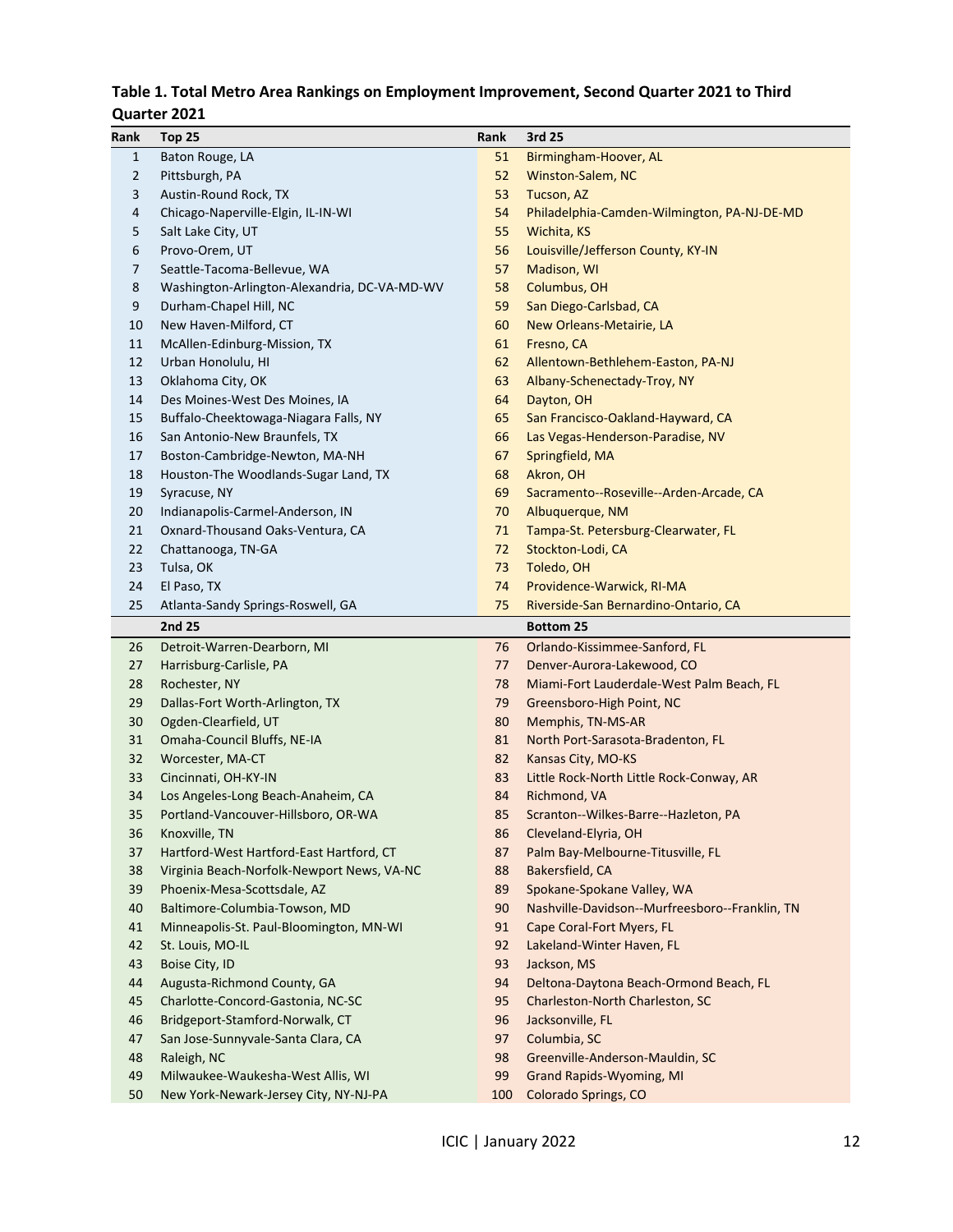**Table 1. Total Metro Area Rankings on Employment Improvement, Second Quarter 2021 to Third Quarter 2021**

| Rank | Top 25 | Rank | 3rd 25 |
|---|---|---|---|
| 1 | Baton Rouge, LA | 51 | Birmingham-Hoover, AL |
| 2 | Pittsburgh, PA | 52 | Winston-Salem, NC |
| 3 | Austin-Round Rock, TX | 53 | Tucson, AZ |
| 4 | Chicago-Naperville-Elgin, IL-IN-WI | 54 | Philadelphia-Camden-Wilmington, PA-NJ-DE-MD |
| 5 | Salt Lake City, UT | 55 | Wichita, KS |
| 6 | Provo-Orem, UT | 56 | Louisville/Jefferson County, KY-IN |
| 7 | Seattle-Tacoma-Bellevue, WA | 57 | Madison, WI |
| 8 | Washington-Arlington-Alexandria, DC-VA-MD-WV | 58 | Columbus, OH |
| 9 | Durham-Chapel Hill, NC | 59 | San Diego-Carlsbad, CA |
| 10 | New Haven-Milford, CT | 60 | New Orleans-Metairie, LA |
| 11 | McAllen-Edinburg-Mission, TX | 61 | Fresno, CA |
| 12 | Urban Honolulu, HI | 62 | Allentown-Bethlehem-Easton, PA-NJ |
| 13 | Oklahoma City, OK | 63 | Albany-Schenectady-Troy, NY |
| 14 | Des Moines-West Des Moines, IA | 64 | Dayton, OH |
| 15 | Buffalo-Cheektowaga-Niagara Falls, NY | 65 | San Francisco-Oakland-Hayward, CA |
| 16 | San Antonio-New Braunfels, TX | 66 | Las Vegas-Henderson-Paradise, NV |
| 17 | Boston-Cambridge-Newton, MA-NH | 67 | Springfield, MA |
| 18 | Houston-The Woodlands-Sugar Land, TX | 68 | Akron, OH |
| 19 | Syracuse, NY | 69 | Sacramento--Roseville--Arden-Arcade, CA |
| 20 | Indianapolis-Carmel-Anderson, IN | 70 | Albuquerque, NM |
| 21 | Oxnard-Thousand Oaks-Ventura, CA | 71 | Tampa-St. Petersburg-Clearwater, FL |
| 22 | Chattanooga, TN-GA | 72 | Stockton-Lodi, CA |
| 23 | Tulsa, OK | 73 | Toledo, OH |
| 24 | El Paso, TX | 74 | Providence-Warwick, RI-MA |
| 25 | Atlanta-Sandy Springs-Roswell, GA | 75 | Riverside-San Bernardino-Ontario, CA |
| | **2nd 25** | | **Bottom 25** |
| 26 | Detroit-Warren-Dearborn, MI | 76 | Orlando-Kissimmee-Sanford, FL |
| 27 | Harrisburg-Carlisle, PA | 77 | Denver-Aurora-Lakewood, CO |
| 28 | Rochester, NY | 78 | Miami-Fort Lauderdale-West Palm Beach, FL |
| 29 | Dallas-Fort Worth-Arlington, TX | 79 | Greensboro-High Point, NC |
| 30 | Ogden-Clearfield, UT | 80 | Memphis, TN-MS-AR |
| 31 | Omaha-Council Bluffs, NE-IA | 81 | North Port-Sarasota-Bradenton, FL |
| 32 | Worcester, MA-CT | 82 | Kansas City, MO-KS |
| 33 | Cincinnati, OH-KY-IN | 83 | Little Rock-North Little Rock-Conway, AR |
| 34 | Los Angeles-Long Beach-Anaheim, CA | 84 | Richmond, VA |
| 35 | Portland-Vancouver-Hillsboro, OR-WA | 85 | Scranton--Wilkes-Barre--Hazleton, PA |
| 36 | Knoxville, TN | 86 | Cleveland-Elyria, OH |
| 37 | Hartford-West Hartford-East Hartford, CT | 87 | Palm Bay-Melbourne-Titusville, FL |
| 38 | Virginia Beach-Norfolk-Newport News, VA-NC | 88 | Bakersfield, CA |
| 39 | Phoenix-Mesa-Scottsdale, AZ | 89 | Spokane-Spokane Valley, WA |
| 40 | Baltimore-Columbia-Towson, MD | 90 | Nashville-Davidson--Murfreesboro--Franklin, TN |
| 41 | Minneapolis-St. Paul-Bloomington, MN-WI | 91 | Cape Coral-Fort Myers, FL |
| 42 | St. Louis, MO-IL | 92 | Lakeland-Winter Haven, FL |
| 43 | Boise City, ID | 93 | Jackson, MS |
| 44 | Augusta-Richmond County, GA | 94 | Deltona-Daytona Beach-Ormond Beach, FL |
| 45 | Charlotte-Concord-Gastonia, NC-SC | 95 | Charleston-North Charleston, SC |
| 46 | Bridgeport-Stamford-Norwalk, CT | 96 | Jacksonville, FL |
| 47 | San Jose-Sunnyvale-Santa Clara, CA | 97 | Columbia, SC |
| 48 | Raleigh, NC | 98 | Greenville-Anderson-Mauldin, SC |
| 49 | Milwaukee-Waukesha-West Allis, WI | 99 | Grand Rapids-Wyoming, MI |
| 50 | New York-Newark-Jersey City, NY-NJ-PA | 100 | Colorado Springs, CO |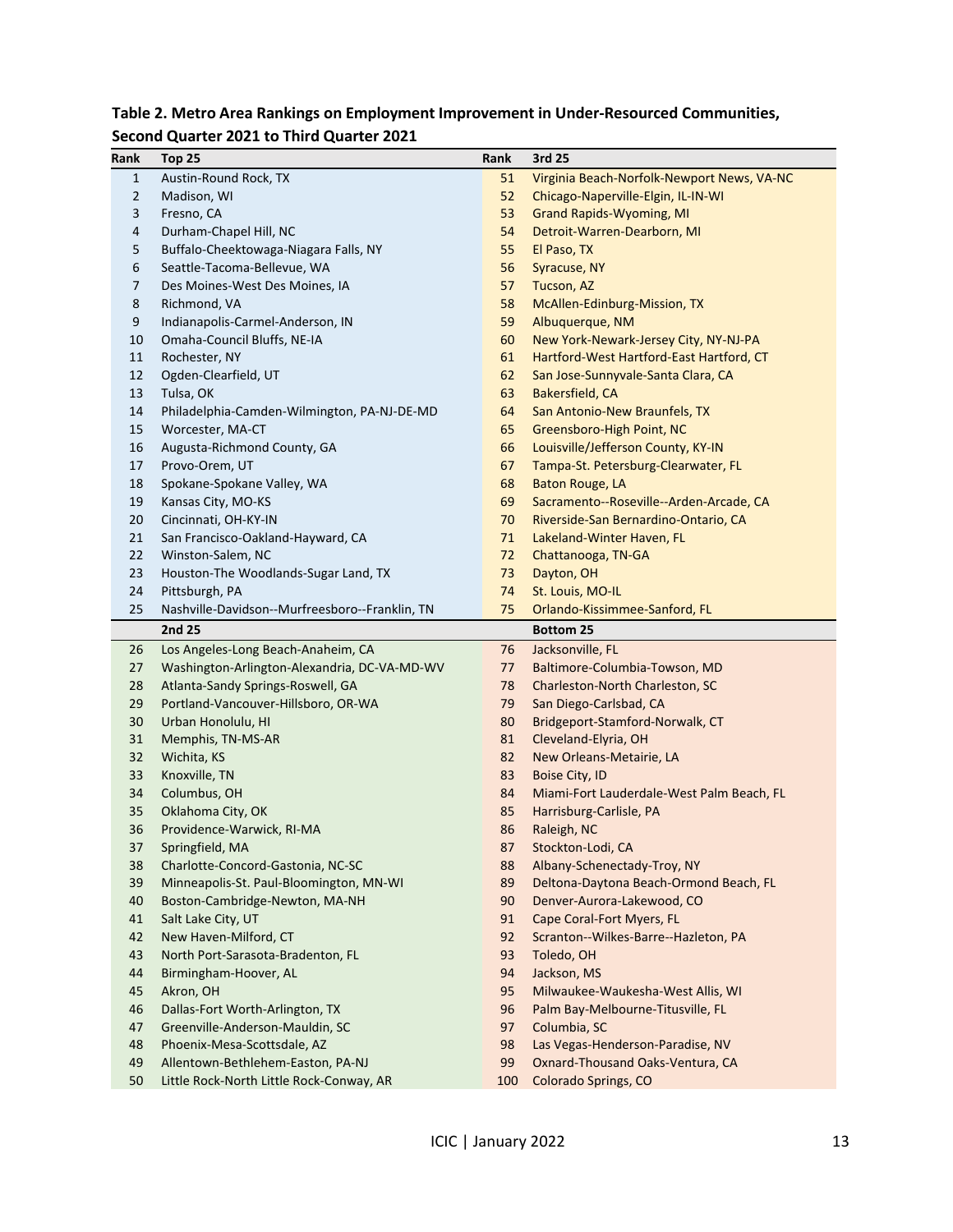**Table 2. Metro Area Rankings on Employment Improvement in Under-Resourced Communities, Second Quarter 2021 to Third Quarter 2021**

| Rank | Top 25 | Rank | 3rd 25 |
|---|---|---|---|
| 1 | Austin-Round Rock, TX | 51 | Virginia Beach-Norfolk-Newport News, VA-NC |
| 2 | Madison, WI | 52 | Chicago-Naperville-Elgin, IL-IN-WI |
| 3 | Fresno, CA | 53 | Grand Rapids-Wyoming, MI |
| 4 | Durham-Chapel Hill, NC | 54 | Detroit-Warren-Dearborn, MI |
| 5 | Buffalo-Cheektowaga-Niagara Falls, NY | 55 | El Paso, TX |
| 6 | Seattle-Tacoma-Bellevue, WA | 56 | Syracuse, NY |
| 7 | Des Moines-West Des Moines, IA | 57 | Tucson, AZ |
| 8 | Richmond, VA | 58 | McAllen-Edinburg-Mission, TX |
| 9 | Indianapolis-Carmel-Anderson, IN | 59 | Albuquerque, NM |
| 10 | Omaha-Council Bluffs, NE-IA | 60 | New York-Newark-Jersey City, NY-NJ-PA |
| 11 | Rochester, NY | 61 | Hartford-West Hartford-East Hartford, CT |
| 12 | Ogden-Clearfield, UT | 62 | San Jose-Sunnyvale-Santa Clara, CA |
| 13 | Tulsa, OK | 63 | Bakersfield, CA |
| 14 | Philadelphia-Camden-Wilmington, PA-NJ-DE-MD | 64 | San Antonio-New Braunfels, TX |
| 15 | Worcester, MA-CT | 65 | Greensboro-High Point, NC |
| 16 | Augusta-Richmond County, GA | 66 | Louisville/Jefferson County, KY-IN |
| 17 | Provo-Orem, UT | 67 | Tampa-St. Petersburg-Clearwater, FL |
| 18 | Spokane-Spokane Valley, WA | 68 | Baton Rouge, LA |
| 19 | Kansas City, MO-KS | 69 | Sacramento--Roseville--Arden-Arcade, CA |
| 20 | Cincinnati, OH-KY-IN | 70 | Riverside-San Bernardino-Ontario, CA |
| 21 | San Francisco-Oakland-Hayward, CA | 71 | Lakeland-Winter Haven, FL |
| 22 | Winston-Salem, NC | 72 | Chattanooga, TN-GA |
| 23 | Houston-The Woodlands-Sugar Land, TX | 73 | Dayton, OH |
| 24 | Pittsburgh, PA | 74 | St. Louis, MO-IL |
| 25 | Nashville-Davidson--Murfreesboro--Franklin, TN | 75 | Orlando-Kissimmee-Sanford, FL |
| | **2nd 25** | | **Bottom 25** |
| 26 | Los Angeles-Long Beach-Anaheim, CA | 76 | Jacksonville, FL |
| 27 | Washington-Arlington-Alexandria, DC-VA-MD-WV | 77 | Baltimore-Columbia-Towson, MD |
| 28 | Atlanta-Sandy Springs-Roswell, GA | 78 | Charleston-North Charleston, SC |
| 29 | Portland-Vancouver-Hillsboro, OR-WA | 79 | San Diego-Carlsbad, CA |
| 30 | Urban Honolulu, HI | 80 | Bridgeport-Stamford-Norwalk, CT |
| 31 | Memphis, TN-MS-AR | 81 | Cleveland-Elyria, OH |
| 32 | Wichita, KS | 82 | New Orleans-Metairie, LA |
| 33 | Knoxville, TN | 83 | Boise City, ID |
| 34 | Columbus, OH | 84 | Miami-Fort Lauderdale-West Palm Beach, FL |
| 35 | Oklahoma City, OK | 85 | Harrisburg-Carlisle, PA |
| 36 | Providence-Warwick, RI-MA | 86 | Raleigh, NC |
| 37 | Springfield, MA | 87 | Stockton-Lodi, CA |
| 38 | Charlotte-Concord-Gastonia, NC-SC | 88 | Albany-Schenectady-Troy, NY |
| 39 | Minneapolis-St. Paul-Bloomington, MN-WI | 89 | Deltona-Daytona Beach-Ormond Beach, FL |
| 40 | Boston-Cambridge-Newton, MA-NH | 90 | Denver-Aurora-Lakewood, CO |
| 41 | Salt Lake City, UT | 91 | Cape Coral-Fort Myers, FL |
| 42 | New Haven-Milford, CT | 92 | Scranton--Wilkes-Barre--Hazleton, PA |
| 43 | North Port-Sarasota-Bradenton, FL | 93 | Toledo, OH |
| 44 | Birmingham-Hoover, AL | 94 | Jackson, MS |
| 45 | Akron, OH | 95 | Milwaukee-Waukesha-West Allis, WI |
| 46 | Dallas-Fort Worth-Arlington, TX | 96 | Palm Bay-Melbourne-Titusville, FL |
| 47 | Greenville-Anderson-Mauldin, SC | 97 | Columbia, SC |
| 48 | Phoenix-Mesa-Scottsdale, AZ | 98 | Las Vegas-Henderson-Paradise, NV |
| 49 | Allentown-Bethlehem-Easton, PA-NJ | 99 | Oxnard-Thousand Oaks-Ventura, CA |
| 50 | Little Rock-North Little Rock-Conway, AR | 100 | Colorado Springs, CO |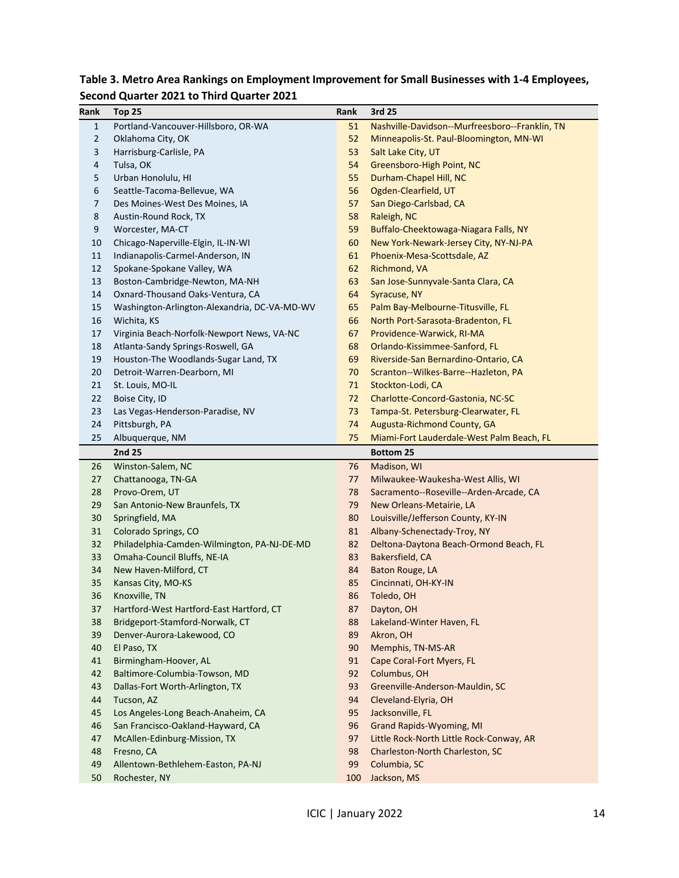**Table 3. Metro Area Rankings on Employment Improvement for Small Businesses with 1-4 Employees, Second Quarter 2021 to Third Quarter 2021**

| Rank | Top 25 | Rank | 3rd 25 |
|---|---|---|---|
| 1 | Portland-Vancouver-Hillsboro, OR-WA | 51 | Nashville-Davidson--Murfreesboro--Franklin, TN |
| 2 | Oklahoma City, OK | 52 | Minneapolis-St. Paul-Bloomington, MN-WI |
| 3 | Harrisburg-Carlisle, PA | 53 | Salt Lake City, UT |
| 4 | Tulsa, OK | 54 | Greensboro-High Point, NC |
| 5 | Urban Honolulu, HI | 55 | Durham-Chapel Hill, NC |
| 6 | Seattle-Tacoma-Bellevue, WA | 56 | Ogden-Clearfield, UT |
| 7 | Des Moines-West Des Moines, IA | 57 | San Diego-Carlsbad, CA |
| 8 | Austin-Round Rock, TX | 58 | Raleigh, NC |
| 9 | Worcester, MA-CT | 59 | Buffalo-Cheektowaga-Niagara Falls, NY |
| 10 | Chicago-Naperville-Elgin, IL-IN-WI | 60 | New York-Newark-Jersey City, NY-NJ-PA |
| 11 | Indianapolis-Carmel-Anderson, IN | 61 | Phoenix-Mesa-Scottsdale, AZ |
| 12 | Spokane-Spokane Valley, WA | 62 | Richmond, VA |
| 13 | Boston-Cambridge-Newton, MA-NH | 63 | San Jose-Sunnyvale-Santa Clara, CA |
| 14 | Oxnard-Thousand Oaks-Ventura, CA | 64 | Syracuse, NY |
| 15 | Washington-Arlington-Alexandria, DC-VA-MD-WV | 65 | Palm Bay-Melbourne-Titusville, FL |
| 16 | Wichita, KS | 66 | North Port-Sarasota-Bradenton, FL |
| 17 | Virginia Beach-Norfolk-Newport News, VA-NC | 67 | Providence-Warwick, RI-MA |
| 18 | Atlanta-Sandy Springs-Roswell, GA | 68 | Orlando-Kissimmee-Sanford, FL |
| 19 | Houston-The Woodlands-Sugar Land, TX | 69 | Riverside-San Bernardino-Ontario, CA |
| 20 | Detroit-Warren-Dearborn, MI | 70 | Scranton--Wilkes-Barre--Hazleton, PA |
| 21 | St. Louis, MO-IL | 71 | Stockton-Lodi, CA |
| 22 | Boise City, ID | 72 | Charlotte-Concord-Gastonia, NC-SC |
| 23 | Las Vegas-Henderson-Paradise, NV | 73 | Tampa-St. Petersburg-Clearwater, FL |
| 24 | Pittsburgh, PA | 74 | Augusta-Richmond County, GA |
| 25 | Albuquerque, NM | 75 | Miami-Fort Lauderdale-West Palm Beach, FL |
| | **2nd 25** | | **Bottom 25** |
| 26 | Winston-Salem, NC | 76 | Madison, WI |
| 27 | Chattanooga, TN-GA | 77 | Milwaukee-Waukesha-West Allis, WI |
| 28 | Provo-Orem, UT | 78 | Sacramento--Roseville--Arden-Arcade, CA |
| 29 | San Antonio-New Braunfels, TX | 79 | New Orleans-Metairie, LA |
| 30 | Springfield, MA | 80 | Louisville/Jefferson County, KY-IN |
| 31 | Colorado Springs, CO | 81 | Albany-Schenectady-Troy, NY |
| 32 | Philadelphia-Camden-Wilmington, PA-NJ-DE-MD | 82 | Deltona-Daytona Beach-Ormond Beach, FL |
| 33 | Omaha-Council Bluffs, NE-IA | 83 | Bakersfield, CA |
| 34 | New Haven-Milford, CT | 84 | Baton Rouge, LA |
| 35 | Kansas City, MO-KS | 85 | Cincinnati, OH-KY-IN |
| 36 | Knoxville, TN | 86 | Toledo, OH |
| 37 | Hartford-West Hartford-East Hartford, CT | 87 | Dayton, OH |
| 38 | Bridgeport-Stamford-Norwalk, CT | 88 | Lakeland-Winter Haven, FL |
| 39 | Denver-Aurora-Lakewood, CO | 89 | Akron, OH |
| 40 | El Paso, TX | 90 | Memphis, TN-MS-AR |
| 41 | Birmingham-Hoover, AL | 91 | Cape Coral-Fort Myers, FL |
| 42 | Baltimore-Columbia-Towson, MD | 92 | Columbus, OH |
| 43 | Dallas-Fort Worth-Arlington, TX | 93 | Greenville-Anderson-Mauldin, SC |
| 44 | Tucson, AZ | 94 | Cleveland-Elyria, OH |
| 45 | Los Angeles-Long Beach-Anaheim, CA | 95 | Jacksonville, FL |
| 46 | San Francisco-Oakland-Hayward, CA | 96 | Grand Rapids-Wyoming, MI |
| 47 | McAllen-Edinburg-Mission, TX | 97 | Little Rock-North Little Rock-Conway, AR |
| 48 | Fresno, CA | 98 | Charleston-North Charleston, SC |
| 49 | Allentown-Bethlehem-Easton, PA-NJ | 99 | Columbia, SC |
| 50 | Rochester, NY | 100 | Jackson, MS |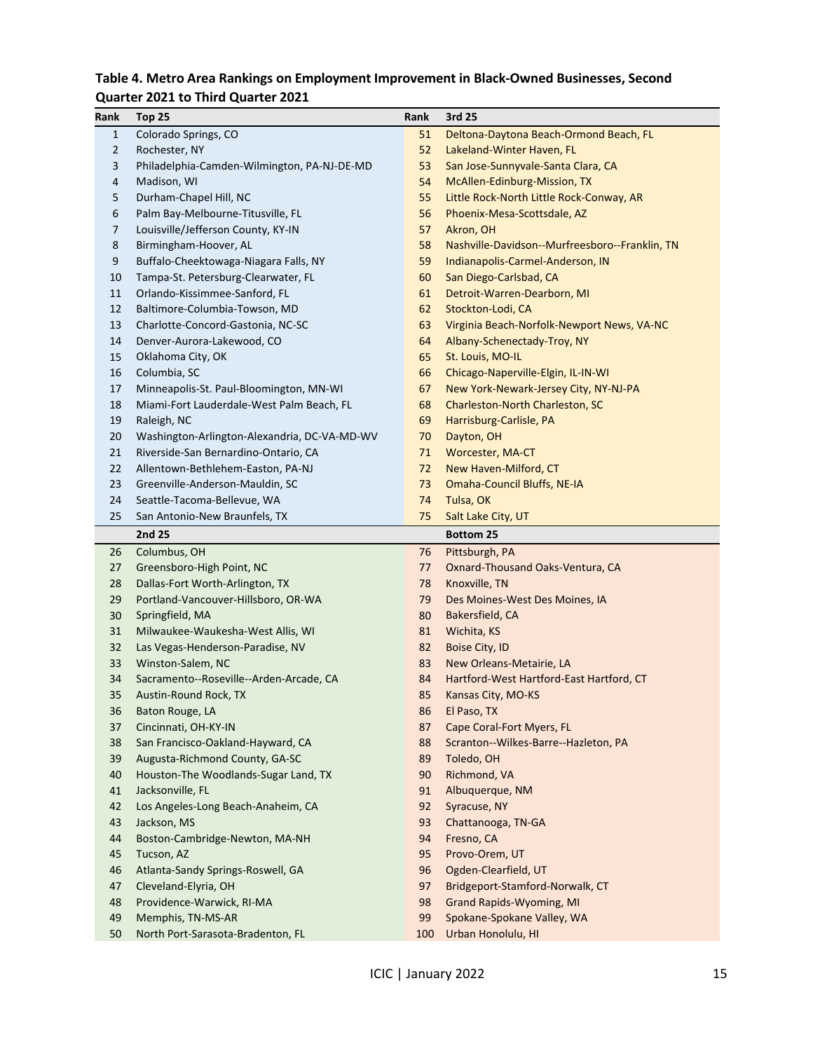**Table 4. Metro Area Rankings on Employment Improvement in Black-Owned Businesses, Second Quarter 2021 to Third Quarter 2021**

| Rank | Top 25 | Rank | 3rd 25 |
|---|---|---|---|
| 1 | Colorado Springs, CO | 51 | Deltona-Daytona Beach-Ormond Beach, FL |
| 2 | Rochester, NY | 52 | Lakeland-Winter Haven, FL |
| 3 | Philadelphia-Camden-Wilmington, PA-NJ-DE-MD | 53 | San Jose-Sunnyvale-Santa Clara, CA |
| 4 | Madison, WI | 54 | McAllen-Edinburg-Mission, TX |
| 5 | Durham-Chapel Hill, NC | 55 | Little Rock-North Little Rock-Conway, AR |
| 6 | Palm Bay-Melbourne-Titusville, FL | 56 | Phoenix-Mesa-Scottsdale, AZ |
| 7 | Louisville/Jefferson County, KY-IN | 57 | Akron, OH |
| 8 | Birmingham-Hoover, AL | 58 | Nashville-Davidson--Murfreesboro--Franklin, TN |
| 9 | Buffalo-Cheektowaga-Niagara Falls, NY | 59 | Indianapolis-Carmel-Anderson, IN |
| 10 | Tampa-St. Petersburg-Clearwater, FL | 60 | San Diego-Carlsbad, CA |
| 11 | Orlando-Kissimmee-Sanford, FL | 61 | Detroit-Warren-Dearborn, MI |
| 12 | Baltimore-Columbia-Towson, MD | 62 | Stockton-Lodi, CA |
| 13 | Charlotte-Concord-Gastonia, NC-SC | 63 | Virginia Beach-Norfolk-Newport News, VA-NC |
| 14 | Denver-Aurora-Lakewood, CO | 64 | Albany-Schenectady-Troy, NY |
| 15 | Oklahoma City, OK | 65 | St. Louis, MO-IL |
| 16 | Columbia, SC | 66 | Chicago-Naperville-Elgin, IL-IN-WI |
| 17 | Minneapolis-St. Paul-Bloomington, MN-WI | 67 | New York-Newark-Jersey City, NY-NJ-PA |
| 18 | Miami-Fort Lauderdale-West Palm Beach, FL | 68 | Charleston-North Charleston, SC |
| 19 | Raleigh, NC | 69 | Harrisburg-Carlisle, PA |
| 20 | Washington-Arlington-Alexandria, DC-VA-MD-WV | 70 | Dayton, OH |
| 21 | Riverside-San Bernardino-Ontario, CA | 71 | Worcester, MA-CT |
| 22 | Allentown-Bethlehem-Easton, PA-NJ | 72 | New Haven-Milford, CT |
| 23 | Greenville-Anderson-Mauldin, SC | 73 | Omaha-Council Bluffs, NE-IA |
| 24 | Seattle-Tacoma-Bellevue, WA | 74 | Tulsa, OK |
| 25 | San Antonio-New Braunfels, TX | 75 | Salt Lake City, UT |
| | **2nd 25** | | **Bottom 25** |
| 26 | Columbus, OH | 76 | Pittsburgh, PA |
| 27 | Greensboro-High Point, NC | 77 | Oxnard-Thousand Oaks-Ventura, CA |
| 28 | Dallas-Fort Worth-Arlington, TX | 78 | Knoxville, TN |
| 29 | Portland-Vancouver-Hillsboro, OR-WA | 79 | Des Moines-West Des Moines, IA |
| 30 | Springfield, MA | 80 | Bakersfield, CA |
| 31 | Milwaukee-Waukesha-West Allis, WI | 81 | Wichita, KS |
| 32 | Las Vegas-Henderson-Paradise, NV | 82 | Boise City, ID |
| 33 | Winston-Salem, NC | 83 | New Orleans-Metairie, LA |
| 34 | Sacramento--Roseville--Arden-Arcade, CA | 84 | Hartford-West Hartford-East Hartford, CT |
| 35 | Austin-Round Rock, TX | 85 | Kansas City, MO-KS |
| 36 | Baton Rouge, LA | 86 | El Paso, TX |
| 37 | Cincinnati, OH-KY-IN | 87 | Cape Coral-Fort Myers, FL |
| 38 | San Francisco-Oakland-Hayward, CA | 88 | Scranton--Wilkes-Barre--Hazleton, PA |
| 39 | Augusta-Richmond County, GA-SC | 89 | Toledo, OH |
| 40 | Houston-The Woodlands-Sugar Land, TX | 90 | Richmond, VA |
| 41 | Jacksonville, FL | 91 | Albuquerque, NM |
| 42 | Los Angeles-Long Beach-Anaheim, CA | 92 | Syracuse, NY |
| 43 | Jackson, MS | 93 | Chattanooga, TN-GA |
| 44 | Boston-Cambridge-Newton, MA-NH | 94 | Fresno, CA |
| 45 | Tucson, AZ | 95 | Provo-Orem, UT |
| 46 | Atlanta-Sandy Springs-Roswell, GA | 96 | Ogden-Clearfield, UT |
| 47 | Cleveland-Elyria, OH | 97 | Bridgeport-Stamford-Norwalk, CT |
| 48 | Providence-Warwick, RI-MA | 98 | Grand Rapids-Wyoming, MI |
| 49 | Memphis, TN-MS-AR | 99 | Spokane-Spokane Valley, WA |
| 50 | North Port-Sarasota-Bradenton, FL | 100 | Urban Honolulu, HI |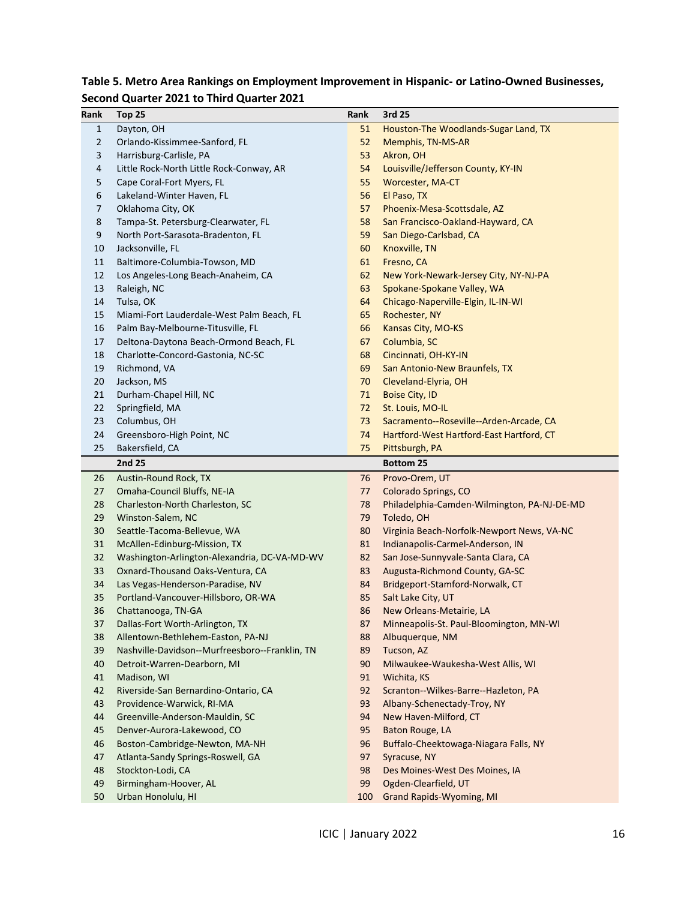**Table 5. Metro Area Rankings on Employment Improvement in Hispanic- or Latino-Owned Businesses, Second Quarter 2021 to Third Quarter 2021**

| Rank | Top 25 | Rank | 3rd 25 |
|---|---|---|---|
| 1 | Dayton, OH | 51 | Houston-The Woodlands-Sugar Land, TX |
| 2 | Orlando-Kissimmee-Sanford, FL | 52 | Memphis, TN-MS-AR |
| 3 | Harrisburg-Carlisle, PA | 53 | Akron, OH |
| 4 | Little Rock-North Little Rock-Conway, AR | 54 | Louisville/Jefferson County, KY-IN |
| 5 | Cape Coral-Fort Myers, FL | 55 | Worcester, MA-CT |
| 6 | Lakeland-Winter Haven, FL | 56 | El Paso, TX |
| 7 | Oklahoma City, OK | 57 | Phoenix-Mesa-Scottsdale, AZ |
| 8 | Tampa-St. Petersburg-Clearwater, FL | 58 | San Francisco-Oakland-Hayward, CA |
| 9 | North Port-Sarasota-Bradenton, FL | 59 | San Diego-Carlsbad, CA |
| 10 | Jacksonville, FL | 60 | Knoxville, TN |
| 11 | Baltimore-Columbia-Towson, MD | 61 | Fresno, CA |
| 12 | Los Angeles-Long Beach-Anaheim, CA | 62 | New York-Newark-Jersey City, NY-NJ-PA |
| 13 | Raleigh, NC | 63 | Spokane-Spokane Valley, WA |
| 14 | Tulsa, OK | 64 | Chicago-Naperville-Elgin, IL-IN-WI |
| 15 | Miami-Fort Lauderdale-West Palm Beach, FL | 65 | Rochester, NY |
| 16 | Palm Bay-Melbourne-Titusville, FL | 66 | Kansas City, MO-KS |
| 17 | Deltona-Daytona Beach-Ormond Beach, FL | 67 | Columbia, SC |
| 18 | Charlotte-Concord-Gastonia, NC-SC | 68 | Cincinnati, OH-KY-IN |
| 19 | Richmond, VA | 69 | San Antonio-New Braunfels, TX |
| 20 | Jackson, MS | 70 | Cleveland-Elyria, OH |
| 21 | Durham-Chapel Hill, NC | 71 | Boise City, ID |
| 22 | Springfield, MA | 72 | St. Louis, MO-IL |
| 23 | Columbus, OH | 73 | Sacramento--Roseville--Arden-Arcade, CA |
| 24 | Greensboro-High Point, NC | 74 | Hartford-West Hartford-East Hartford, CT |
| 25 | Bakersfield, CA | 75 | Pittsburgh, PA |
| | **2nd 25** | | **Bottom 25** |
| 26 | Austin-Round Rock, TX | 76 | Provo-Orem, UT |
| 27 | Omaha-Council Bluffs, NE-IA | 77 | Colorado Springs, CO |
| 28 | Charleston-North Charleston, SC | 78 | Philadelphia-Camden-Wilmington, PA-NJ-DE-MD |
| 29 | Winston-Salem, NC | 79 | Toledo, OH |
| 30 | Seattle-Tacoma-Bellevue, WA | 80 | Virginia Beach-Norfolk-Newport News, VA-NC |
| 31 | McAllen-Edinburg-Mission, TX | 81 | Indianapolis-Carmel-Anderson, IN |
| 32 | Washington-Arlington-Alexandria, DC-VA-MD-WV | 82 | San Jose-Sunnyvale-Santa Clara, CA |
| 33 | Oxnard-Thousand Oaks-Ventura, CA | 83 | Augusta-Richmond County, GA-SC |
| 34 | Las Vegas-Henderson-Paradise, NV | 84 | Bridgeport-Stamford-Norwalk, CT |
| 35 | Portland-Vancouver-Hillsboro, OR-WA | 85 | Salt Lake City, UT |
| 36 | Chattanooga, TN-GA | 86 | New Orleans-Metairie, LA |
| 37 | Dallas-Fort Worth-Arlington, TX | 87 | Minneapolis-St. Paul-Bloomington, MN-WI |
| 38 | Allentown-Bethlehem-Easton, PA-NJ | 88 | Albuquerque, NM |
| 39 | Nashville-Davidson--Murfreesboro--Franklin, TN | 89 | Tucson, AZ |
| 40 | Detroit-Warren-Dearborn, MI | 90 | Milwaukee-Waukesha-West Allis, WI |
| 41 | Madison, WI | 91 | Wichita, KS |
| 42 | Riverside-San Bernardino-Ontario, CA | 92 | Scranton--Wilkes-Barre--Hazleton, PA |
| 43 | Providence-Warwick, RI-MA | 93 | Albany-Schenectady-Troy, NY |
| 44 | Greenville-Anderson-Mauldin, SC | 94 | New Haven-Milford, CT |
| 45 | Denver-Aurora-Lakewood, CO | 95 | Baton Rouge, LA |
| 46 | Boston-Cambridge-Newton, MA-NH | 96 | Buffalo-Cheektowaga-Niagara Falls, NY |
| 47 | Atlanta-Sandy Springs-Roswell, GA | 97 | Syracuse, NY |
| 48 | Stockton-Lodi, CA | 98 | Des Moines-West Des Moines, IA |
| 49 | Birmingham-Hoover, AL | 99 | Ogden-Clearfield, UT |
| 50 | Urban Honolulu, HI | 100 | Grand Rapids-Wyoming, MI |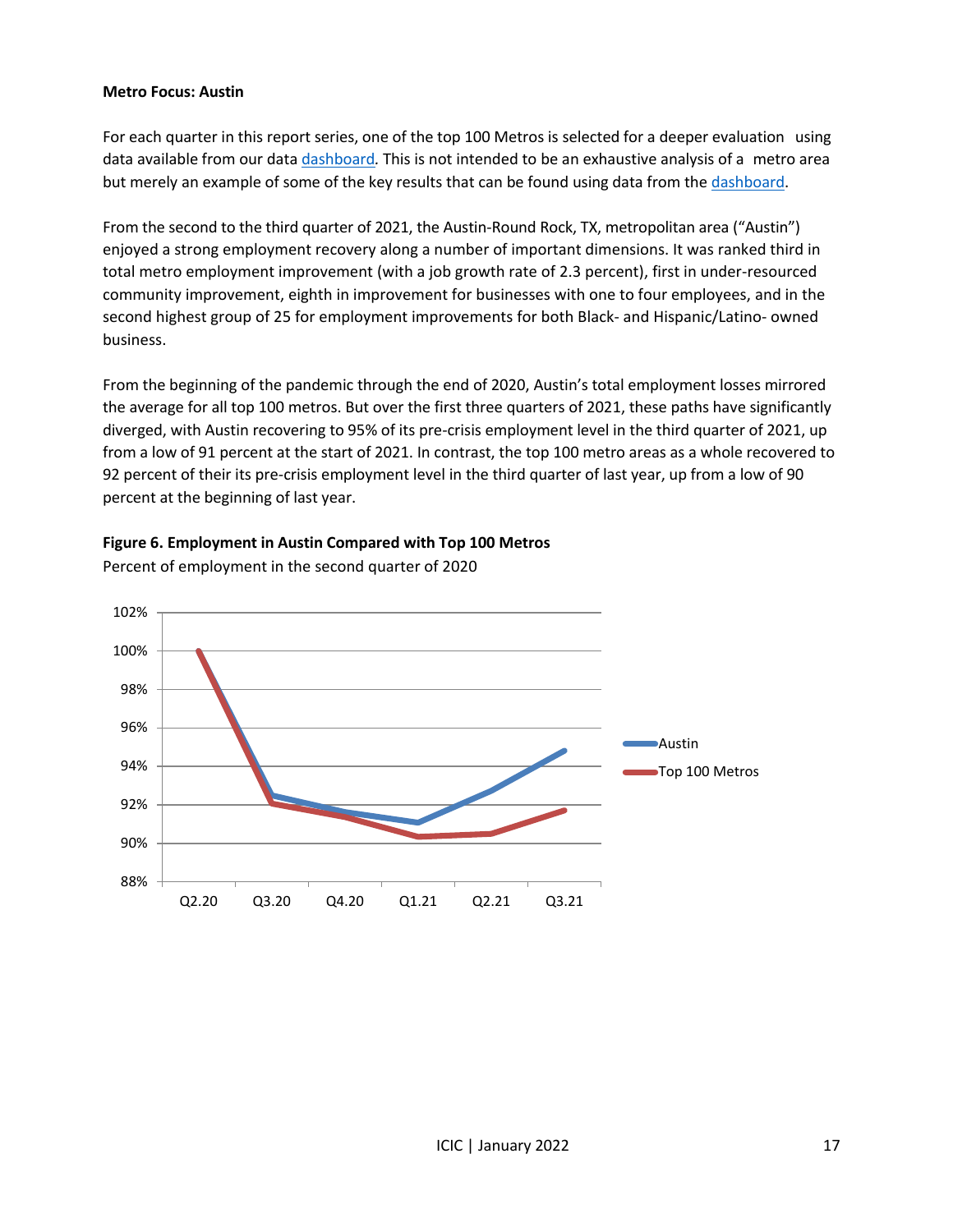**Metro Focus: Austin**

For each quarter in this report series, one of the top 100 Metros is selected for a deeper evaluation using data available from our data dashboard. This is not intended to be an exhaustive analysis of a metro area but merely an example of some of the key results that can be found using data from the dashboard.

From the second to the third quarter of 2021, the Austin-Round Rock, TX, metropolitan area ("Austin") enjoyed a strong employment recovery along a number of important dimensions. It was ranked third in total metro employment improvement (with a job growth rate of 2.3 percent), first in under-resourced community improvement, eighth in improvement for businesses with one to four employees, and in the second highest group of 25 for employment improvements for both Black- and Hispanic/Latino- owned business.

From the beginning of the pandemic through the end of 2020, Austin's total employment losses mirrored the average for all top 100 metros. But over the first three quarters of 2021, these paths have significantly diverged, with Austin recovering to 95% of its pre-crisis employment level in the third quarter of 2021, up from a low of 91 percent at the start of 2021. In contrast, the top 100 metro areas as a whole recovered to 92 percent of their its pre-crisis employment level in the third quarter of last year, up from a low of 90 percent at the beginning of last year.

**Figure 6. Employment in Austin Compared with Top 100 Metros**

Percent of employment in the second quarter of 2020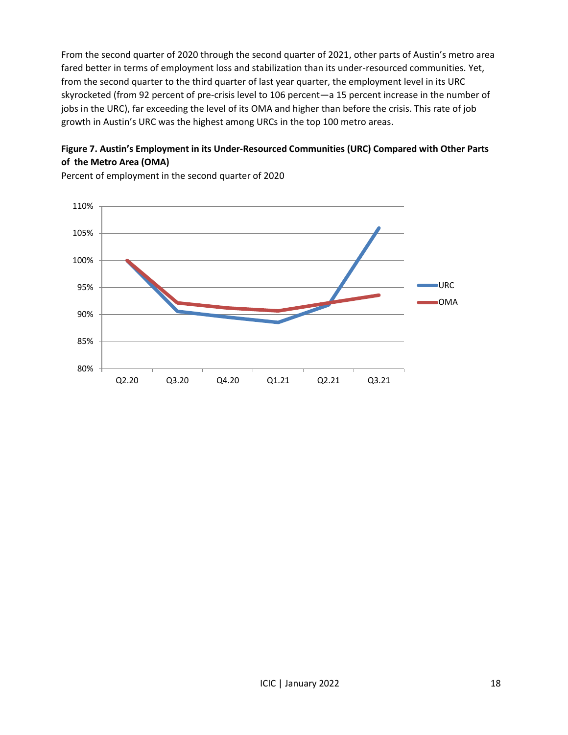From the second quarter of 2020 through the second quarter of 2021, other parts of Austin's metro area fared better in terms of employment loss and stabilization than its under-resourced communities. Yet, from the second quarter to the third quarter of last year quarter, the employment level in its URC skyrocketed (from 92 percent of pre-crisis level to 106 percent—a 15 percent increase in the number of jobs in the URC), far exceeding the level of its OMA and higher than before the crisis. This rate of job growth in Austin's URC was the highest among URCs in the top 100 metro areas.

**Figure 7. Austin's Employment in its Under-Resourced Communities (URC) Compared with Other Parts of the Metro Area (OMA)**

Percent of employment in the second quarter of 2020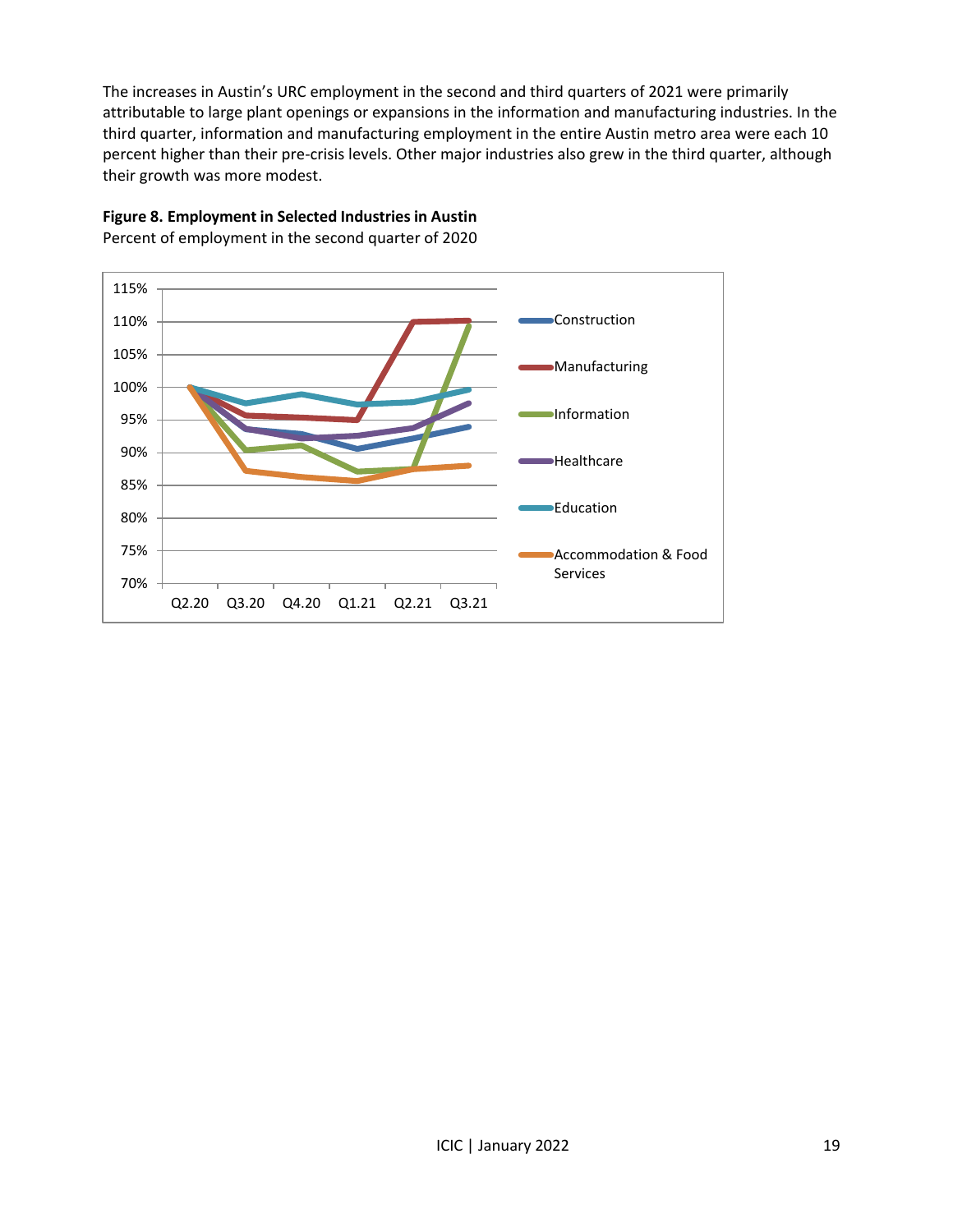The increases in Austin's URC employment in the second and third quarters of 2021 were primarily attributable to large plant openings or expansions in the information and manufacturing industries. In the third quarter, information and manufacturing employment in the entire Austin metro area were each 10 percent higher than their pre-crisis levels. Other major industries also grew in the third quarter, although their growth was more modest.

**Figure 8. Employment in Selected Industries in Austin**

Percent of employment in the second quarter of 2020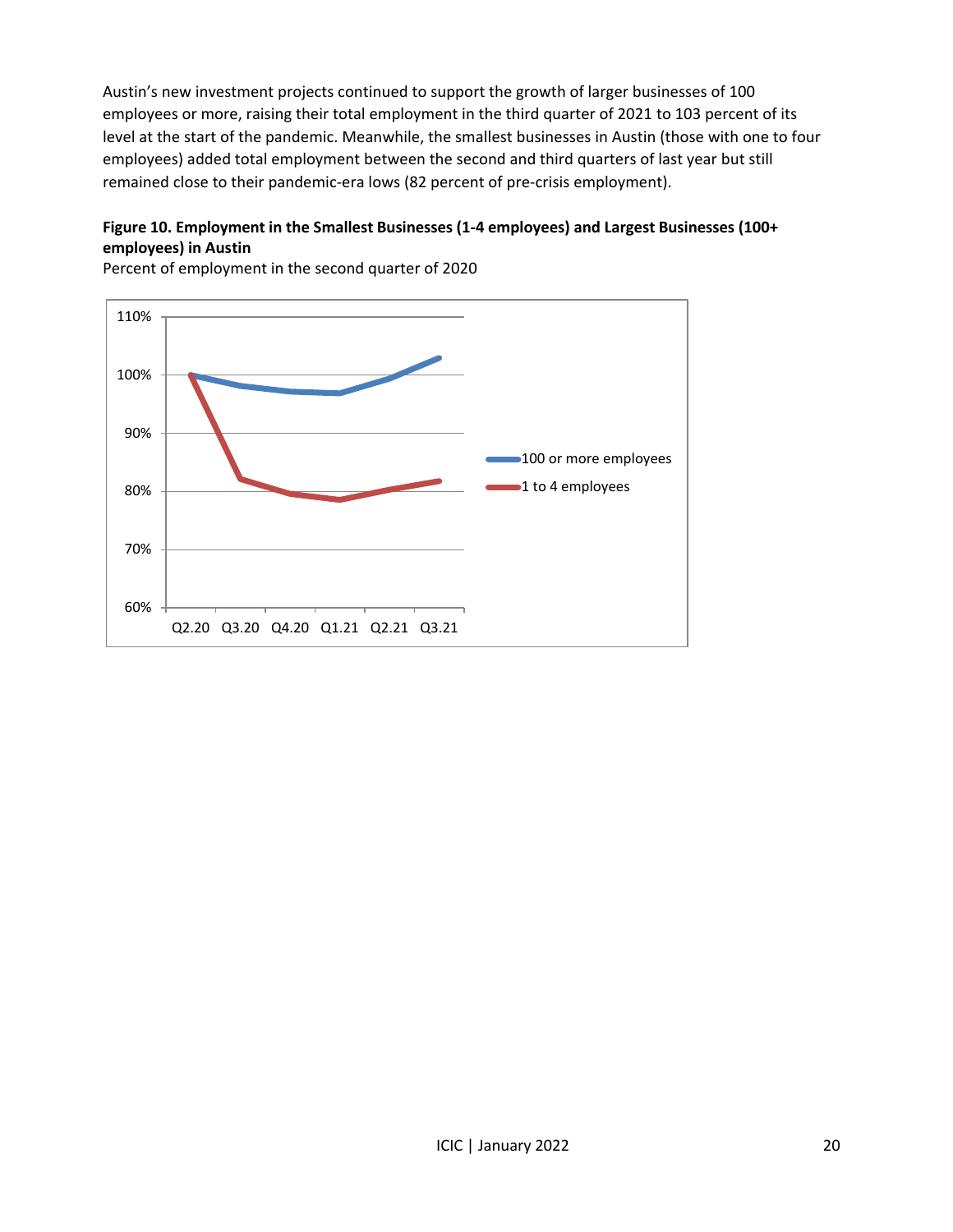Austin's new investment projects continued to support the growth of larger businesses of 100 employees or more, raising their total employment in the third quarter of 2021 to 103 percent of its level at the start of the pandemic. Meanwhile, the smallest businesses in Austin (those with one to four employees) added total employment between the second and third quarters of last year but still remained close to their pandemic-era lows (82 percent of pre-crisis employment).

**Figure 10. Employment in the Smallest Businesses (1-4 employees) and Largest Businesses (100+ employees) in Austin**

Percent of employment in the second quarter of 2020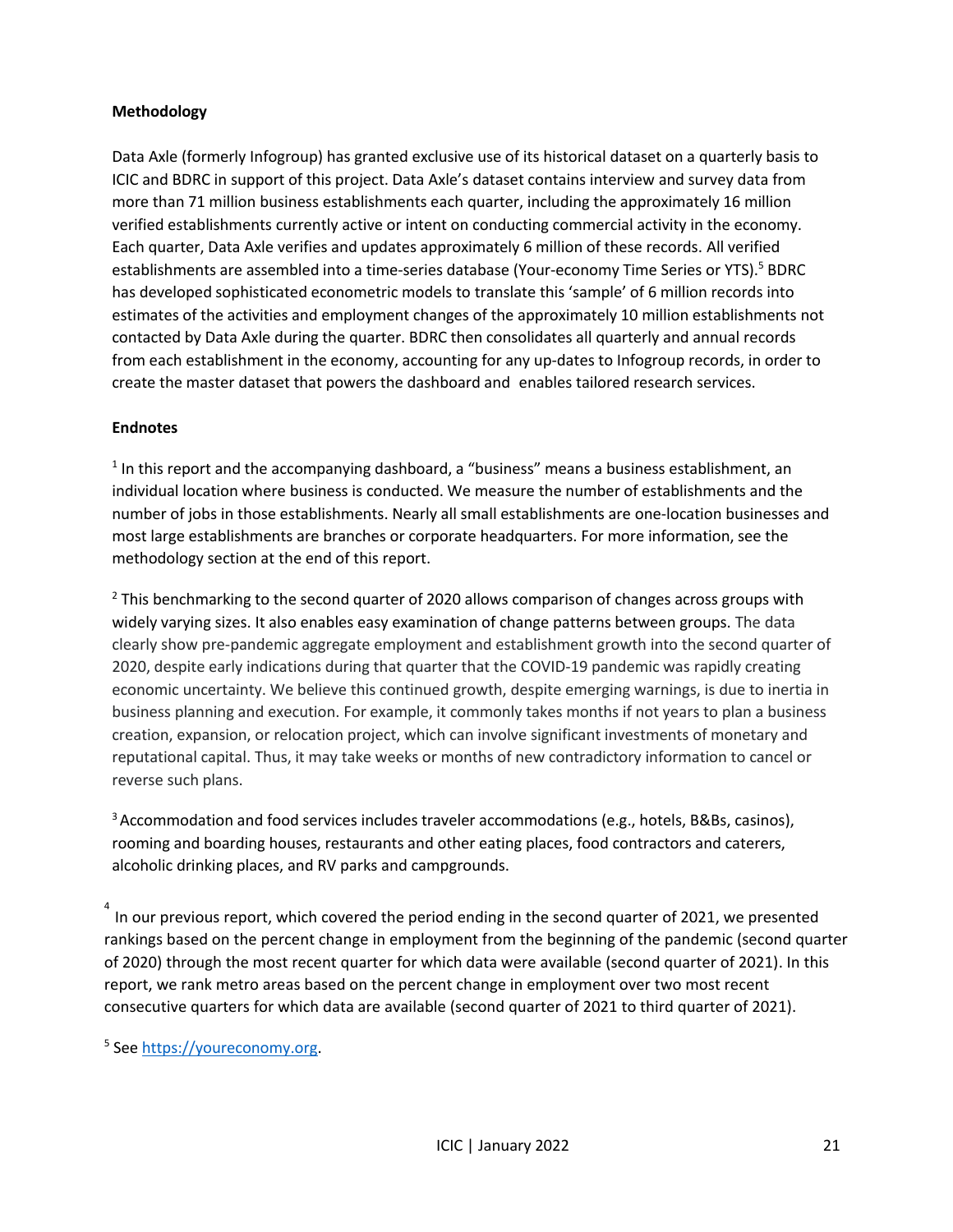**Methodology**

Data Axle (formerly Infogroup) has granted exclusive use of its historical dataset on a quarterly basis to ICIC and BDRC in support of this project. Data Axle's dataset contains interview and survey data from more than 71 million business establishments each quarter, including the approximately 16 million verified establishments currently active or intent on conducting commercial activity in the economy. Each quarter, Data Axle verifies and updates approximately 6 million of these records. All verified establishments are assembled into a time-series database (Your-economy Time Series or YTS).[5] BDRC has developed sophisticated econometric models to translate this 'sample' of 6 million records into estimates of the activities and employment changes of the approximately 10 million establishments not contacted by Data Axle during the quarter. BDRC then consolidates all quarterly and annual records from each establishment in the economy, accounting for any up-dates to Infogroup records, in order to create the master dataset that powers the dashboard and enables tailored research services.

**Endnotes**

[1] In this report and the accompanying dashboard, a "business" means a business establishment, an individual location where business is conducted. We measure the number of establishments and the number of jobs in those establishments. Nearly all small establishments are one-location businesses and most large establishments are branches or corporate headquarters. For more information, see the methodology section at the end of this report.

[2] This benchmarking to the second quarter of 2020 allows comparison of changes across groups with widely varying sizes. It also enables easy examination of change patterns between groups. The data clearly show pre-pandemic aggregate employment and establishment growth into the second quarter of 2020, despite early indications during that quarter that the COVID-19 pandemic was rapidly creating economic uncertainty. We believe this continued growth, despite emerging warnings, is due to inertia in business planning and execution. For example, it commonly takes months if not years to plan a business creation, expansion, or relocation project, which can involve significant investments of monetary and reputational capital. Thus, it may take weeks or months of new contradictory information to cancel or reverse such plans.

[3] Accommodation and food services includes traveler accommodations (e.g., hotels, B&Bs, casinos), rooming and boarding houses, restaurants and other eating places, food contractors and caterers, alcoholic drinking places, and RV parks and campgrounds.

[4] In our previous report, which covered the period ending in the second quarter of 2021, we presented rankings based on the percent change in employment from the beginning of the pandemic (second quarter of 2020) through the most recent quarter for which data were available (second quarter of 2021). In this report, we rank metro areas based on the percent change in employment over two most recent consecutive quarters for which data are available (second quarter of 2021 to third quarter of 2021).

[5] See https://youreconomy.org.